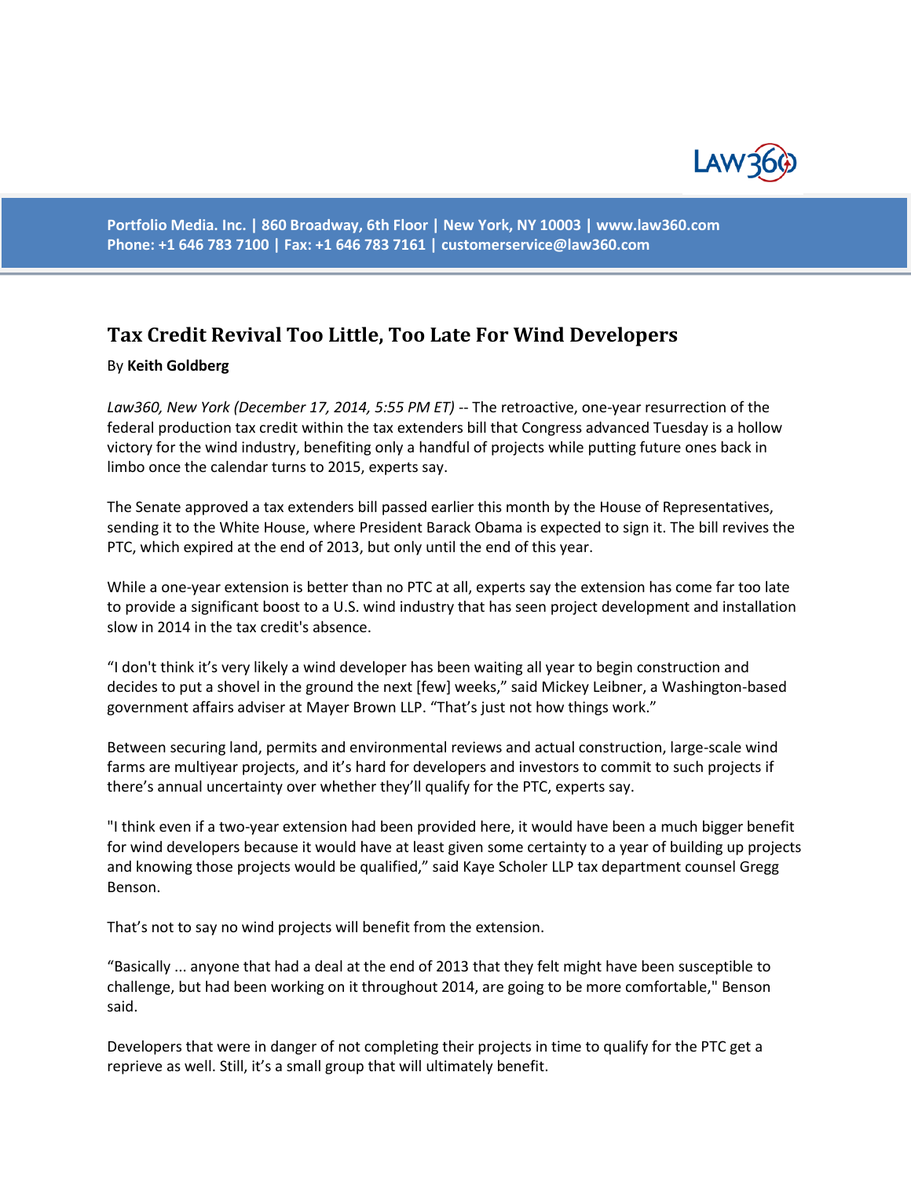# Tax Credit Revival Too Little, Too Late For Wind Developers

By **Keith Goldberg**

*Law360, New York (December 17, 2014, 5:55 PM ET)* -- The retroactive, one-year resurrection of the federal production tax credit within the tax extenders bill that Congress advanced Tuesday is a hollow victory for the wind industry, benefiting only a handful of projects while putting future ones back in limbo once the calendar turns to 2015, experts say.

The Senate approved a tax extenders bill passed earlier this month by the House of Representatives, sending it to the White House, where President Barack Obama is expected to sign it. The bill revives the PTC, which expired at the end of 2013, but only until the end of this year.

While a one-year extension is better than no PTC at all, experts say the extension has come far too late to provide a significant boost to a U.S. wind industry that has seen project development and installation slow in 2014 in the tax credit's absence.

"I don't think it's very likely a wind developer has been waiting all year to begin construction and decides to put a shovel in the ground the next [few] weeks," said Mickey Leibner, a Washington-based government affairs adviser at Mayer Brown LLP. "That's just not how things work."

Between securing land, permits and environmental reviews and actual construction, large-scale wind farms are multiyear projects, and it's hard for developers and investors to commit to such projects if there's annual uncertainty over whether they'll qualify for the PTC, experts say.

"I think even if a two-year extension had been provided here, it would have been a much bigger benefit for wind developers because it would have at least given some certainty to a year of building up projects and knowing those projects would be qualified," said Kaye Scholer LLP tax department counsel Gregg Benson.

That's not to say no wind projects will benefit from the extension.

"Basically ... anyone that had a deal at the end of 2013 that they felt might have been susceptible to challenge, but had been working on it throughout 2014, are going to be more comfortable," Benson said.

Developers that were in danger of not completing their projects in time to qualify for the PTC get a reprieve as well. Still, it's a small group that will ultimately benefit.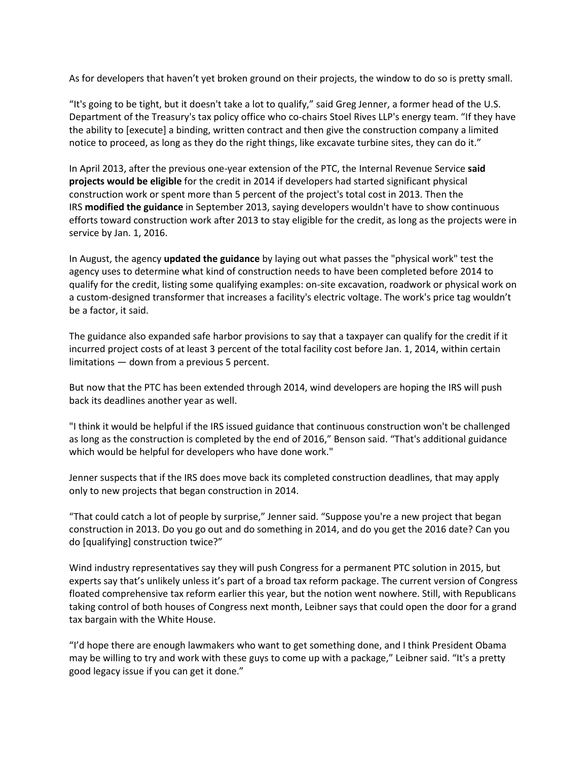As for developers that haven't yet broken ground on their projects, the window to do so is pretty small.

"It's going to be tight, but it doesn't take a lot to qualify," said Greg Jenner, a former head of the U.S. Department of the Treasury's tax policy office who co-chairs Stoel Rives LLP's energy team. "If they have the ability to [execute] a binding, written contract and then give the construction company a limited notice to proceed, as long as they do the right things, like excavate turbine sites, they can do it."

In April 2013, after the previous one-year extension of the PTC, the Internal Revenue Service **said projects would be eligible** for the credit in 2014 if developers had started significant physical construction work or spent more than 5 percent of the project's total cost in 2013. Then the IRS **modified the guidance** in September 2013, saying developers wouldn't have to show continuous efforts toward construction work after 2013 to stay eligible for the credit, as long as the projects were in service by Jan. 1, 2016.

In August, the agency **updated the guidance** by laying out what passes the "physical work" test the agency uses to determine what kind of construction needs to have been completed before 2014 to qualify for the credit, listing some qualifying examples: on-site excavation, roadwork or physical work on a custom-designed transformer that increases a facility's electric voltage. The work's price tag wouldn't be a factor, it said.

The guidance also expanded safe harbor provisions to say that a taxpayer can qualify for the credit if it incurred project costs of at least 3 percent of the total facility cost before Jan. 1, 2014, within certain limitations — down from a previous 5 percent.

But now that the PTC has been extended through 2014, wind developers are hoping the IRS will push back its deadlines another year as well.

"I think it would be helpful if the IRS issued guidance that continuous construction won't be challenged as long as the construction is completed by the end of 2016," Benson said. "That's additional guidance which would be helpful for developers who have done work."

Jenner suspects that if the IRS does move back its completed construction deadlines, that may apply only to new projects that began construction in 2014.

"That could catch a lot of people by surprise," Jenner said. "Suppose you're a new project that began construction in 2013. Do you go out and do something in 2014, and do you get the 2016 date? Can you do [qualifying] construction twice?"

Wind industry representatives say they will push Congress for a permanent PTC solution in 2015, but experts say that's unlikely unless it's part of a broad tax reform package. The current version of Congress floated comprehensive tax reform earlier this year, but the notion went nowhere. Still, with Republicans taking control of both houses of Congress next month, Leibner says that could open the door for a grand tax bargain with the White House.

"I'd hope there are enough lawmakers who want to get something done, and I think President Obama may be willing to try and work with these guys to come up with a package," Leibner said. "It's a pretty good legacy issue if you can get it done."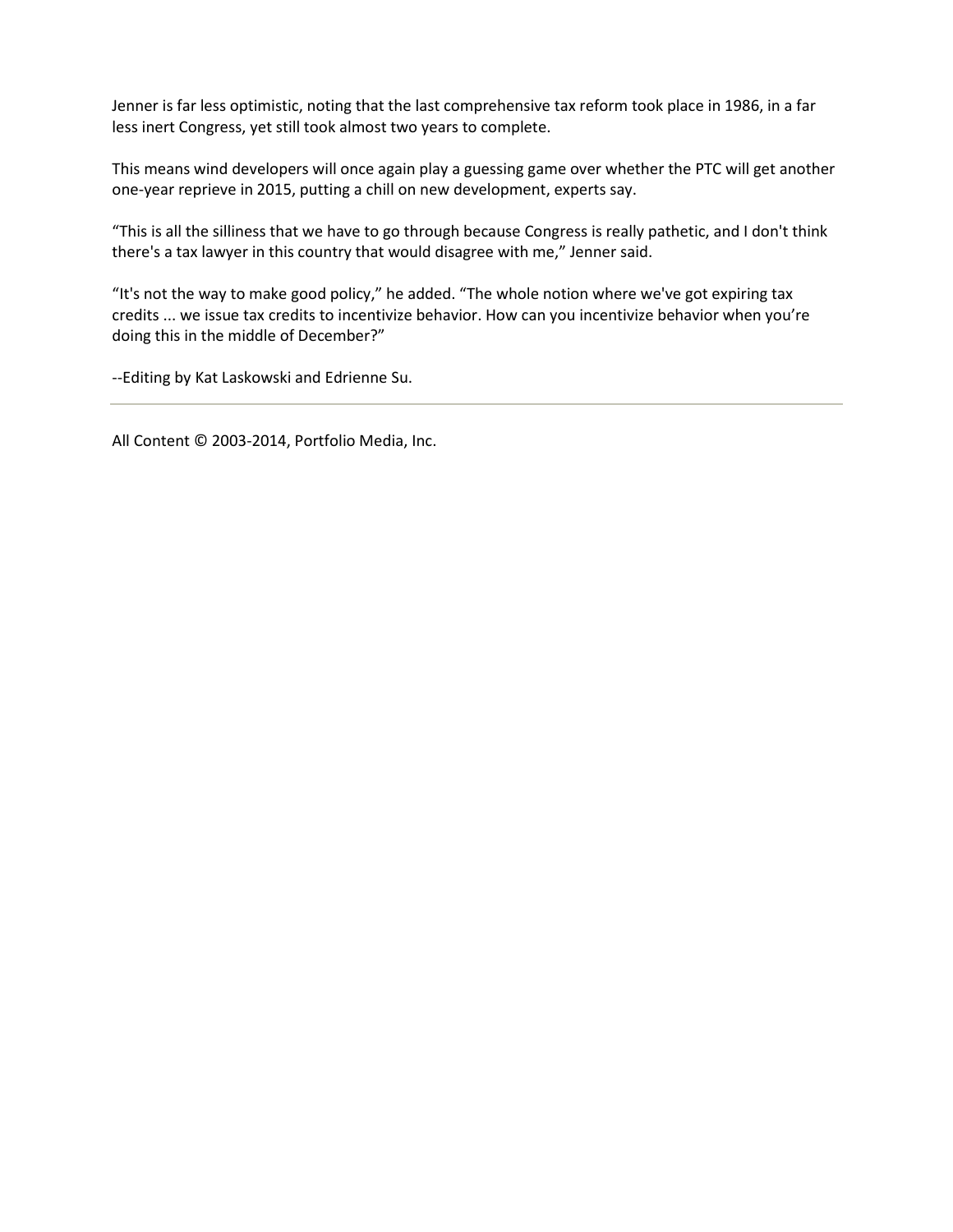Jenner is far less optimistic, noting that the last comprehensive tax reform took place in 1986, in a far less inert Congress, yet still took almost two years to complete.

This means wind developers will once again play a guessing game over whether the PTC will get another one-year reprieve in 2015, putting a chill on new development, experts say.

“This is all the silliness that we have to go through because Congress is really pathetic, and I don't think there's a tax lawyer in this country that would disagree with me,” Jenner said.

“It's not the way to make good policy,” he added. “The whole notion where we've got expiring tax credits ... we issue tax credits to incentivize behavior. How can you incentivize behavior when you’re doing this in the middle of December?”

--Editing by Kat Laskowski and Edrienne Su.

---

All Content © 2003-2014, Portfolio Media, Inc.